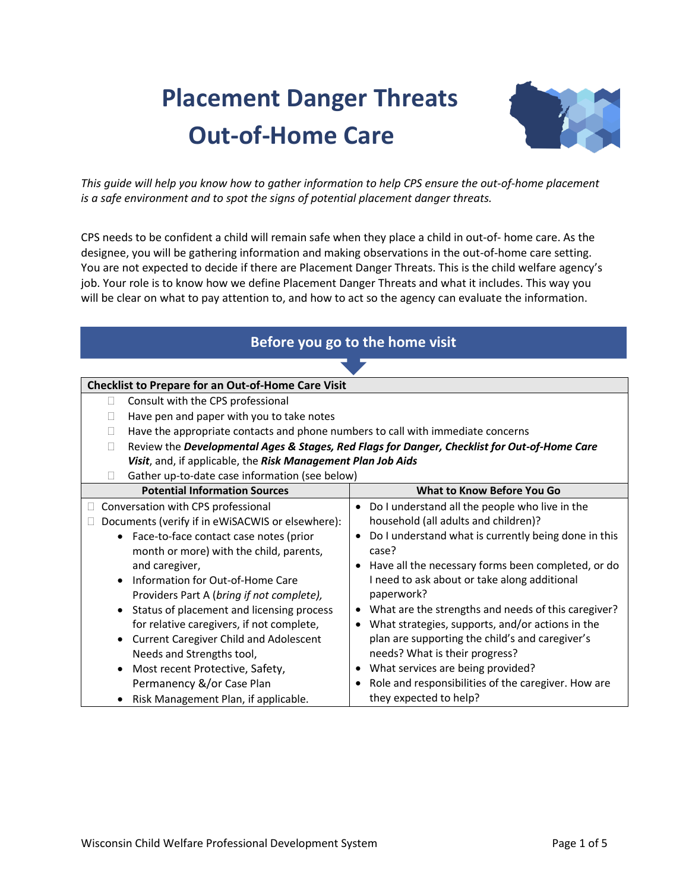# Placement Danger Threats Out-of-Home Care

*This guide will help you know how to gather information to help CPS ensure the out-of-home placement is a safe environment and to spot the signs of potential placement danger threats.*

CPS needs to be confident a child will remain safe when they place a child in out-of- home care. As the designee, you will be gathering information and making observations in the out-of-home care setting. You are not expected to decide if there are Placement Danger Threats. This is the child welfare agency's job. Your role is to know how we define Placement Danger Threats and what it includes. This way you will be clear on what to pay attention to, and how to act so the agency can evaluate the information.

## Before you go to the home visit

**Checklist to Prepare for an Out-of-Home Care Visit**

- ☐ Consult with the CPS professional
- ☐ Have pen and paper with you to take notes
- ☐ Have the appropriate contacts and phone numbers to call with immediate concerns
- ☐ Review the ***Developmental Ages & Stages, Red Flags for Danger, Checklist for Out-of-Home Care Visit***, and, if applicable, the ***Risk Management Plan Job Aids***
- ☐ Gather up-to-date case information (see below)

| Potential Information Sources | What to Know Before You Go |
|---|---|
| ☐ Conversation with CPS professional<br>☐ Documents (verify if in eWiSACWIS or elsewhere):<br>• Face-to-face contact case notes (prior month or more) with the child, parents, and caregiver,<br>• Information for Out-of-Home Care Providers Part A (*bring if not complete),*<br>• Status of placement and licensing process for relative caregivers, if not complete,<br>• Current Caregiver Child and Adolescent Needs and Strengths tool,<br>• Most recent Protective, Safety, Permanency &/or Case Plan<br>• Risk Management Plan, if applicable. | • Do I understand all the people who live in the household (all adults and children)?<br>• Do I understand what is currently being done in this case?<br>• Have all the necessary forms been completed, or do I need to ask about or take along additional paperwork?<br>• What are the strengths and needs of this caregiver?<br>• What strategies, supports, and/or actions in the plan are supporting the child's and caregiver's needs? What is their progress?<br>• What services are being provided?<br>• Role and responsibilities of the caregiver. How are they expected to help? |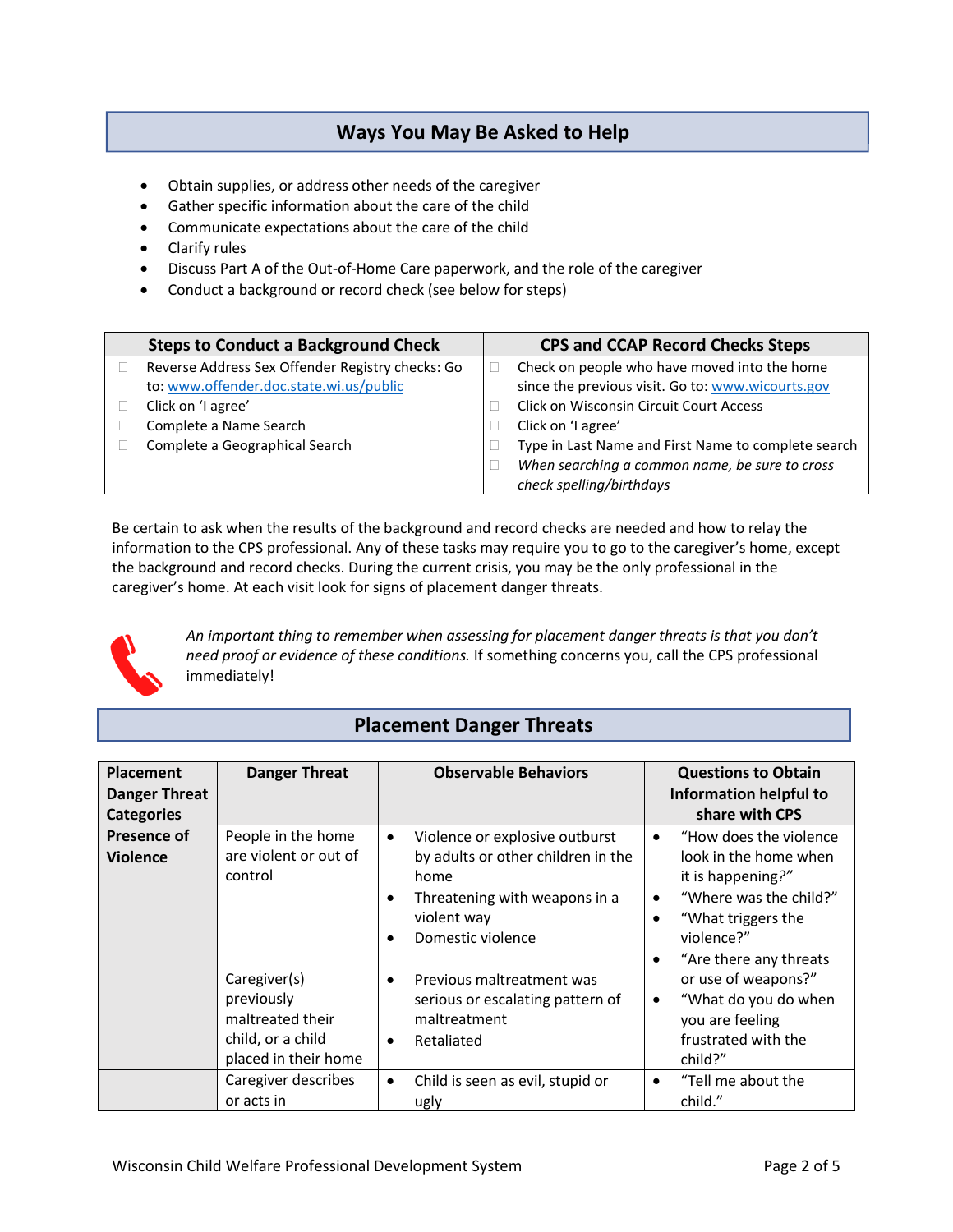## Ways You May Be Asked to Help

- Obtain supplies, or address other needs of the caregiver
- Gather specific information about the care of the child
- Communicate expectations about the care of the child
- Clarify rules
- Discuss Part A of the Out-of-Home Care paperwork, and the role of the caregiver
- Conduct a background or record check (see below for steps)

| Steps to Conduct a Background Check | CPS and CCAP Record Checks Steps |
|---|---|
| ☐ Reverse Address Sex Offender Registry checks: Go to: www.offender.doc.state.wi.us/public<br>☐ Click on 'I agree'<br>☐ Complete a Name Search<br>☐ Complete a Geographical Search | ☐ Check on people who have moved into the home since the previous visit. Go to: www.wicourts.gov<br>☐ Click on Wisconsin Circuit Court Access<br>☐ Click on 'I agree'<br>☐ Type in Last Name and First Name to complete search<br>☐ *When searching a common name, be sure to cross check spelling/birthdays* |

Be certain to ask when the results of the background and record checks are needed and how to relay the information to the CPS professional. Any of these tasks may require you to go to the caregiver's home, except the background and record checks. During the current crisis, you may be the only professional in the caregiver's home. At each visit look for signs of placement danger threats.

*An important thing to remember when assessing for placement danger threats is that you don't need proof or evidence of these conditions.* If something concerns you, call the CPS professional immediately!

## Placement Danger Threats

| Placement Danger Threat Categories | Danger Threat | Observable Behaviors | Questions to Obtain Information helpful to share with CPS |
|---|---|---|---|
| **Presence of Violence** | People in the home are violent or out of control | • Violence or explosive outburst by adults or other children in the home<br>• Threatening with weapons in a violent way<br>• Domestic violence | • "How does the violence look in the home when it is happening?"<br>• "Where was the child?"<br>• "What triggers the violence?"<br>• "Are there any threats or use of weapons?"<br>• "What do you do when you are feeling frustrated with the child?" |
| | Caregiver(s) previously maltreated their child, or a child placed in their home | • Previous maltreatment was serious or escalating pattern of maltreatment<br>• Retaliated | |
| | Caregiver describes or acts in | • Child is seen as evil, stupid or ugly | • "Tell me about the child." |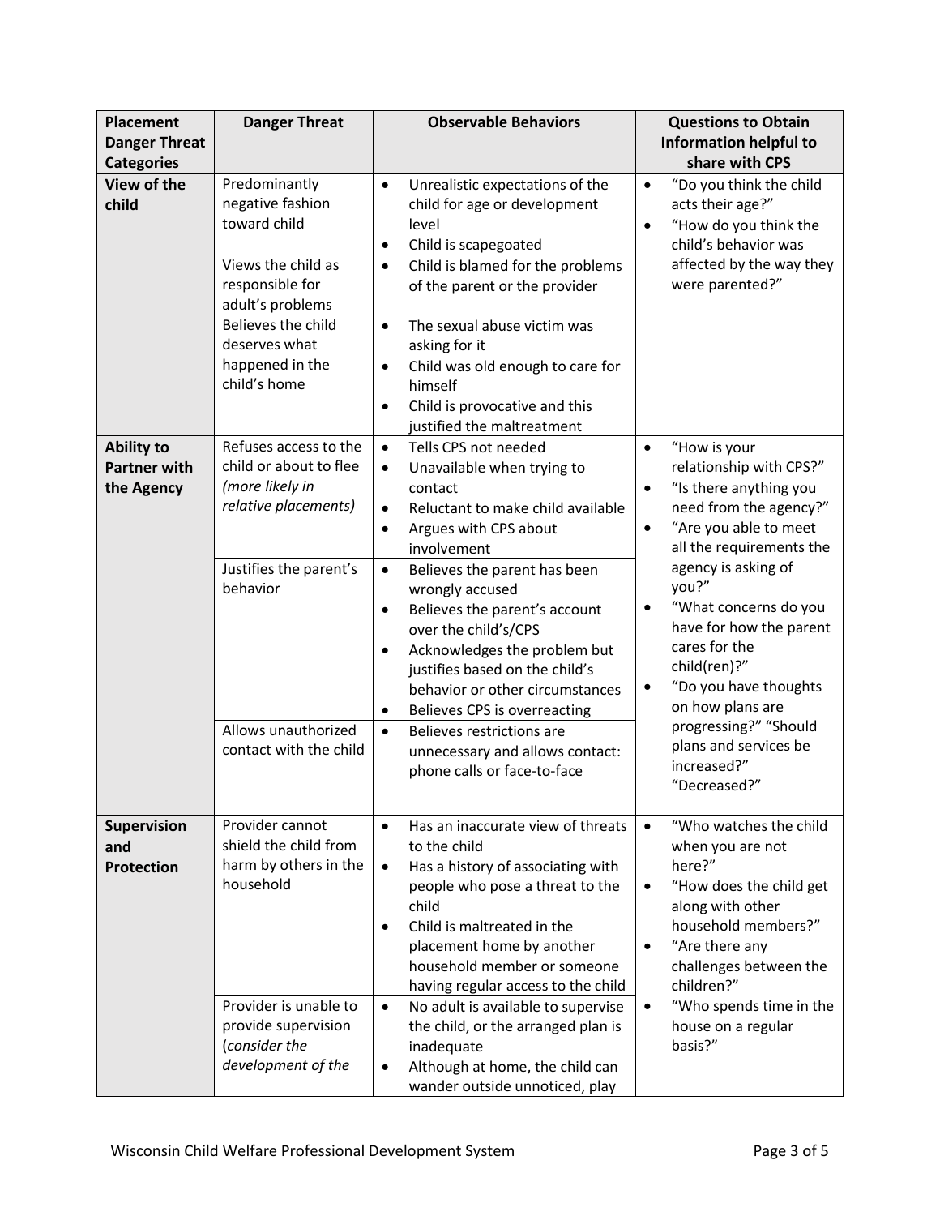| Placement Danger Threat Categories | Danger Threat | Observable Behaviors | Questions to Obtain Information helpful to share with CPS |
|---|---|---|---|
| **View of the child** | Predominantly negative fashion toward child | • Unrealistic expectations of the child for age or development level<br>• Child is scapegoated | • "Do you think the child acts their age?"<br>• "How do you think the child's behavior was affected by the way they were parented?" |
| | Views the child as responsible for adult's problems | • Child is blamed for the problems of the parent or the provider | |
| | Believes the child deserves what happened in the child's home | • The sexual abuse victim was asking for it<br>• Child was old enough to care for himself<br>• Child is provocative and this justified the maltreatment | |
| **Ability to Partner with the Agency** | Refuses access to the child or about to flee *(more likely in relative placements)* | • Tells CPS not needed<br>• Unavailable when trying to contact<br>• Reluctant to make child available<br>• Argues with CPS about involvement | • "How is your relationship with CPS?"<br>• "Is there anything you need from the agency?"<br>• "Are you able to meet all the requirements the agency is asking of you?"<br>• "What concerns do you have for how the parent cares for the child(ren)?"<br>• "Do you have thoughts on how plans are progressing?" "Should plans and services be increased?" "Decreased?" |
| | Justifies the parent's behavior | • Believes the parent has been wrongly accused<br>• Believes the parent's account over the child's/CPS<br>• Acknowledges the problem but justifies based on the child's behavior or other circumstances<br>• Believes CPS is overreacting | |
| | Allows unauthorized contact with the child | • Believes restrictions are unnecessary and allows contact: phone calls or face-to-face | |
| **Supervision and Protection** | Provider cannot shield the child from harm by others in the household | • Has an inaccurate view of threats to the child<br>• Has a history of associating with people who pose a threat to the child<br>• Child is maltreated in the placement home by another household member or someone having regular access to the child | • "Who watches the child when you are not here?"<br>• "How does the child get along with other household members?"<br>• "Are there any challenges between the children?"<br>• "Who spends time in the house on a regular basis?" |
| | Provider is unable to provide supervision (*consider the development of the* | • No adult is available to supervise the child, or the arranged plan is inadequate<br>• Although at home, the child can wander outside unnoticed, play | |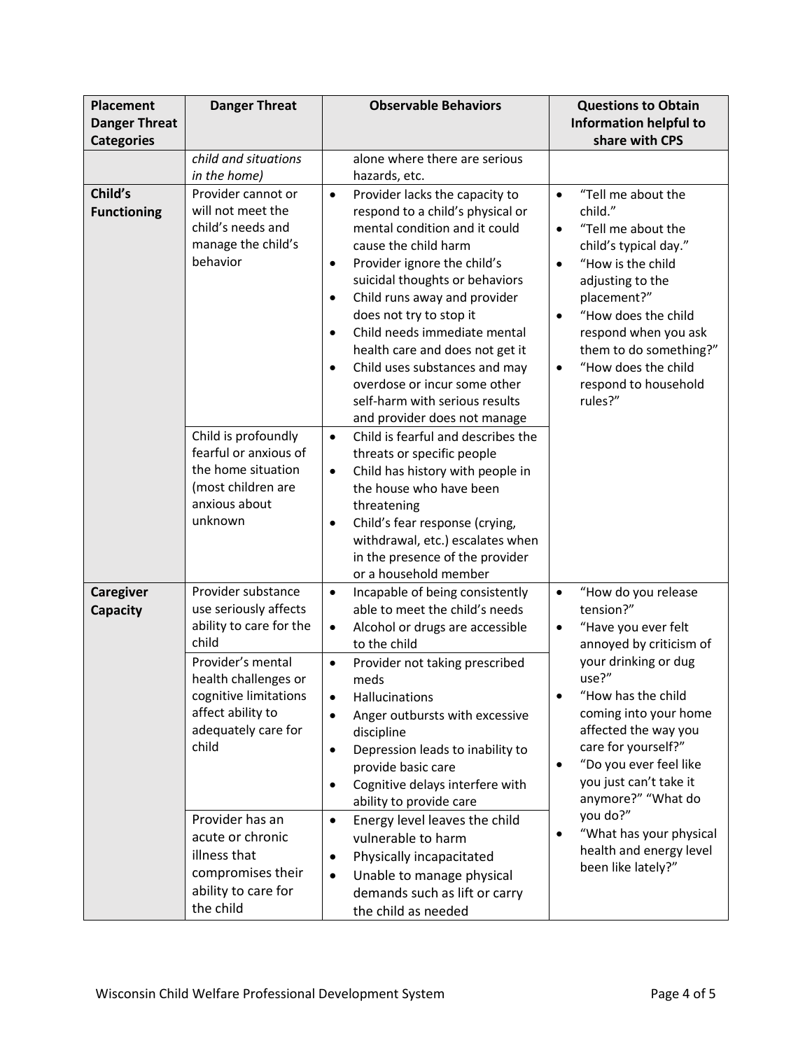| Placement Danger Threat Categories | Danger Threat | Observable Behaviors | Questions to Obtain Information helpful to share with CPS |
|---|---|---|---|
| | *child and situations in the home)* | alone where there are serious hazards, etc. | |
| **Child's Functioning** | Provider cannot or will not meet the child's needs and manage the child's behavior | • Provider lacks the capacity to respond to a child's physical or mental condition and it could cause the child harm<br>• Provider ignore the child's suicidal thoughts or behaviors<br>• Child runs away and provider does not try to stop it<br>• Child needs immediate mental health care and does not get it<br>• Child uses substances and may overdose or incur some other self-harm with serious results and provider does not manage | • "Tell me about the child."<br>• "Tell me about the child's typical day."<br>• "How is the child adjusting to the placement?"<br>• "How does the child respond when you ask them to do something?"<br>• "How does the child respond to household rules?" |
| | Child is profoundly fearful or anxious of the home situation (most children are anxious about unknown | • Child is fearful and describes the threats or specific people<br>• Child has history with people in the house who have been threatening<br>• Child's fear response (crying, withdrawal, etc.) escalates when in the presence of the provider or a household member | |
| **Caregiver Capacity** | Provider substance use seriously affects ability to care for the child | • Incapable of being consistently able to meet the child's needs<br>• Alcohol or drugs are accessible to the child | • "How do you release tension?"<br>• "Have you ever felt annoyed by criticism of your drinking or dug use?"<br>• "How has the child coming into your home affected the way you care for yourself?"<br>• "Do you ever feel like you just can't take it anymore?" "What do you do?"<br>• "What has your physical health and energy level been like lately?" |
| | Provider's mental health challenges or cognitive limitations affect ability to adequately care for child | • Provider not taking prescribed meds<br>• Hallucinations<br>• Anger outbursts with excessive discipline<br>• Depression leads to inability to provide basic care<br>• Cognitive delays interfere with ability to provide care | |
| | Provider has an acute or chronic illness that compromises their ability to care for the child | • Energy level leaves the child vulnerable to harm<br>• Physically incapacitated<br>• Unable to manage physical demands such as lift or carry the child as needed | |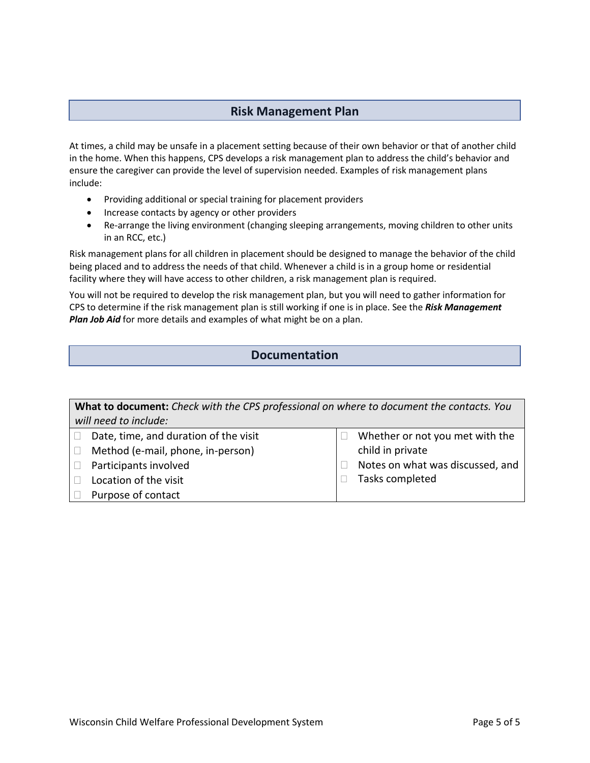## Risk Management Plan

At times, a child may be unsafe in a placement setting because of their own behavior or that of another child in the home. When this happens, CPS develops a risk management plan to address the child's behavior and ensure the caregiver can provide the level of supervision needed. Examples of risk management plans include:

- Providing additional or special training for placement providers
- Increase contacts by agency or other providers
- Re-arrange the living environment (changing sleeping arrangements, moving children to other units in an RCC, etc.)

Risk management plans for all children in placement should be designed to manage the behavior of the child being placed and to address the needs of that child. Whenever a child is in a group home or residential facility where they will have access to other children, a risk management plan is required.

You will not be required to develop the risk management plan, but you will need to gather information for CPS to determine if the risk management plan is still working if one is in place. See the ***Risk Management Plan Job Aid*** for more details and examples of what might be on a plan.

## Documentation

| **What to document:** *Check with the CPS professional on where to document the contacts. You will need to include:* | |
|---|---|
| ☐ Date, time, and duration of the visit<br>☐ Method (e-mail, phone, in-person)<br>☐ Participants involved<br>☐ Location of the visit<br>☐ Purpose of contact | ☐ Whether or not you met with the child in private<br>☐ Notes on what was discussed, and<br>☐ Tasks completed |